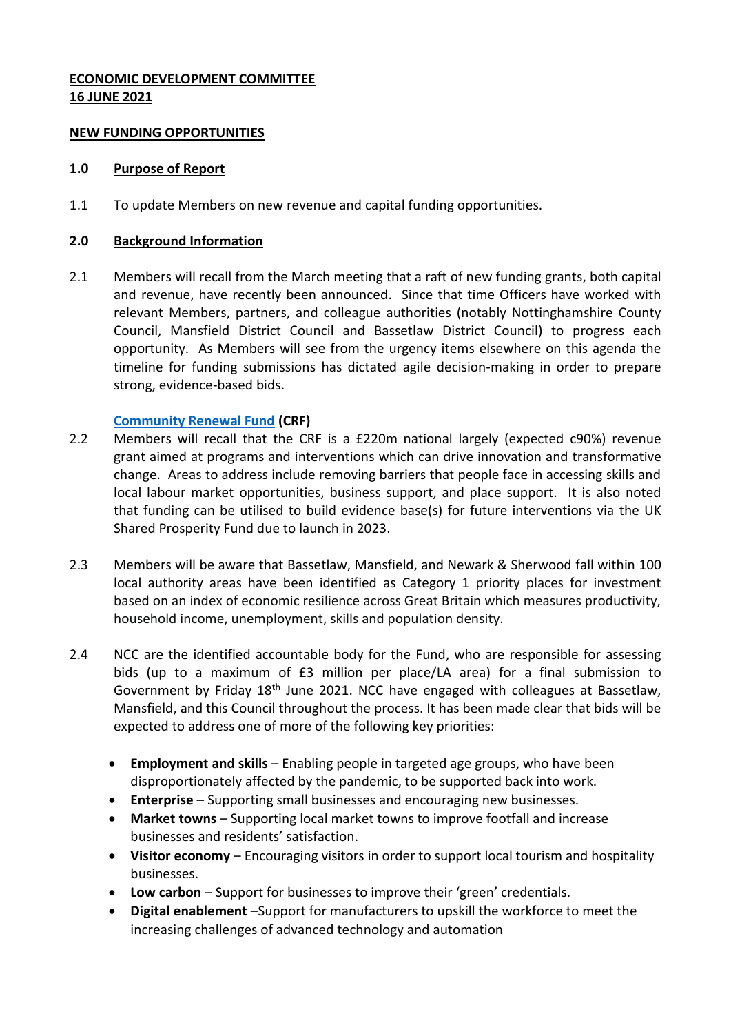**ECONOMIC DEVELOPMENT COMMITTEE**
**16 JUNE 2021**

**NEW FUNDING OPPORTUNITIES**

## 1.0 Purpose of Report

1.1 To update Members on new revenue and capital funding opportunities.

## 2.0 Background Information

2.1 Members will recall from the March meeting that a raft of new funding grants, both capital and revenue, have recently been announced. Since that time Officers have worked with relevant Members, partners, and colleague authorities (notably Nottinghamshire County Council, Mansfield District Council and Bassetlaw District Council) to progress each opportunity. As Members will see from the urgency items elsewhere on this agenda the timeline for funding submissions has dictated agile decision-making in order to prepare strong, evidence-based bids.

**Community Renewal Fund (CRF)**

2.2 Members will recall that the CRF is a £220m national largely (expected c90%) revenue grant aimed at programs and interventions which can drive innovation and transformative change. Areas to address include removing barriers that people face in accessing skills and local labour market opportunities, business support, and place support. It is also noted that funding can be utilised to build evidence base(s) for future interventions via the UK Shared Prosperity Fund due to launch in 2023.

2.3 Members will be aware that Bassetlaw, Mansfield, and Newark & Sherwood fall within 100 local authority areas have been identified as Category 1 priority places for investment based on an index of economic resilience across Great Britain which measures productivity, household income, unemployment, skills and population density.

2.4 NCC are the identified accountable body for the Fund, who are responsible for assessing bids (up to a maximum of £3 million per place/LA area) for a final submission to Government by Friday 18th June 2021. NCC have engaged with colleagues at Bassetlaw, Mansfield, and this Council throughout the process. It has been made clear that bids will be expected to address one of more of the following key priorities:

- **Employment and skills** – Enabling people in targeted age groups, who have been disproportionately affected by the pandemic, to be supported back into work.
- **Enterprise** – Supporting small businesses and encouraging new businesses.
- **Market towns** – Supporting local market towns to improve footfall and increase businesses and residents' satisfaction.
- **Visitor economy** – Encouraging visitors in order to support local tourism and hospitality businesses.
- **Low carbon** – Support for businesses to improve their 'green' credentials.
- **Digital enablement** –Support for manufacturers to upskill the workforce to meet the increasing challenges of advanced technology and automation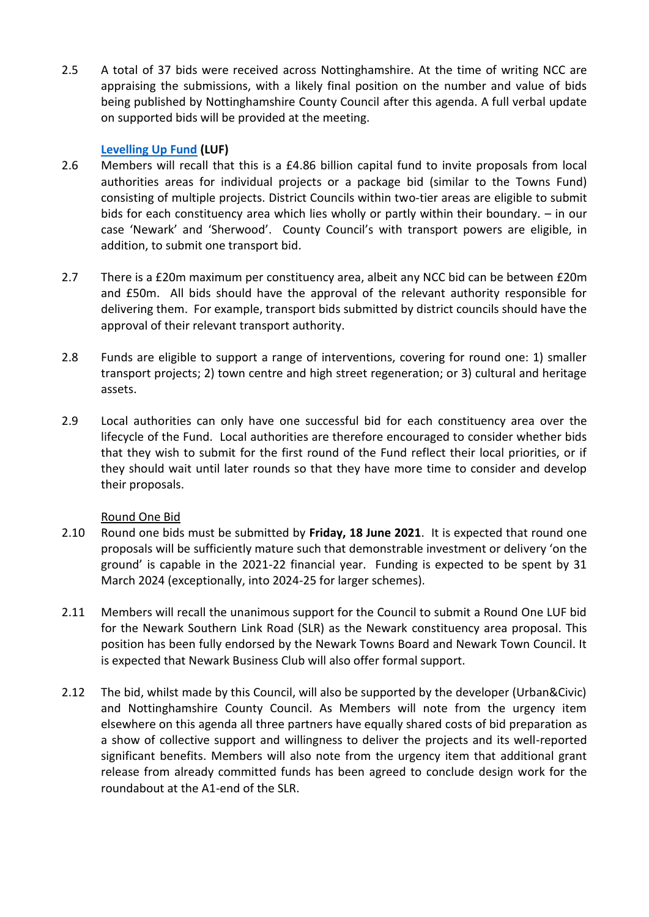2.5 A total of 37 bids were received across Nottinghamshire. At the time of writing NCC are appraising the submissions, with a likely final position on the number and value of bids being published by Nottinghamshire County Council after this agenda. A full verbal update on supported bids will be provided at the meeting.

**Levelling Up Fund (LUF)**

2.6 Members will recall that this is a £4.86 billion capital fund to invite proposals from local authorities areas for individual projects or a package bid (similar to the Towns Fund) consisting of multiple projects. District Councils within two-tier areas are eligible to submit bids for each constituency area which lies wholly or partly within their boundary. – in our case 'Newark' and 'Sherwood'. County Council's with transport powers are eligible, in addition, to submit one transport bid.

2.7 There is a £20m maximum per constituency area, albeit any NCC bid can be between £20m and £50m. All bids should have the approval of the relevant authority responsible for delivering them. For example, transport bids submitted by district councils should have the approval of their relevant transport authority.

2.8 Funds are eligible to support a range of interventions, covering for round one: 1) smaller transport projects; 2) town centre and high street regeneration; or 3) cultural and heritage assets.

2.9 Local authorities can only have one successful bid for each constituency area over the lifecycle of the Fund. Local authorities are therefore encouraged to consider whether bids that they wish to submit for the first round of the Fund reflect their local priorities, or if they should wait until later rounds so that they have more time to consider and develop their proposals.

Round One Bid

2.10 Round one bids must be submitted by **Friday, 18 June 2021**. It is expected that round one proposals will be sufficiently mature such that demonstrable investment or delivery 'on the ground' is capable in the 2021-22 financial year. Funding is expected to be spent by 31 March 2024 (exceptionally, into 2024-25 for larger schemes).

2.11 Members will recall the unanimous support for the Council to submit a Round One LUF bid for the Newark Southern Link Road (SLR) as the Newark constituency area proposal. This position has been fully endorsed by the Newark Towns Board and Newark Town Council. It is expected that Newark Business Club will also offer formal support.

2.12 The bid, whilst made by this Council, will also be supported by the developer (Urban&Civic) and Nottinghamshire County Council. As Members will note from the urgency item elsewhere on this agenda all three partners have equally shared costs of bid preparation as a show of collective support and willingness to deliver the projects and its well-reported significant benefits. Members will also note from the urgency item that additional grant release from already committed funds has been agreed to conclude design work for the roundabout at the A1-end of the SLR.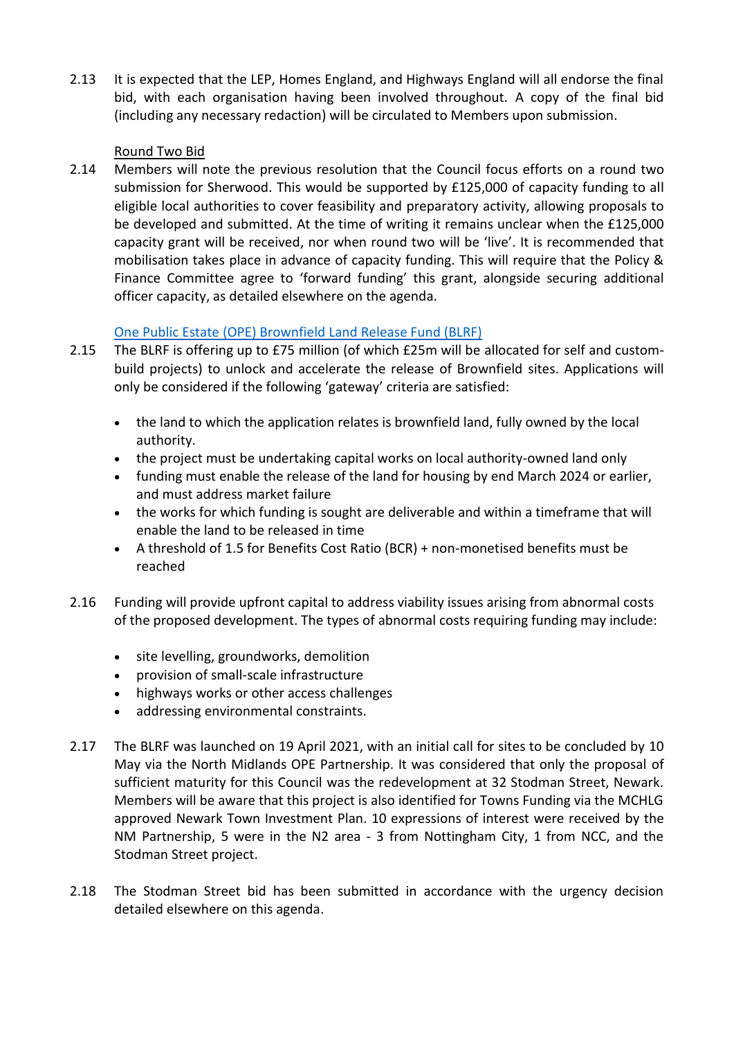2.13 It is expected that the LEP, Homes England, and Highways England will all endorse the final bid, with each organisation having been involved throughout. A copy of the final bid (including any necessary redaction) will be circulated to Members upon submission.

Round Two Bid

2.14 Members will note the previous resolution that the Council focus efforts on a round two submission for Sherwood. This would be supported by £125,000 of capacity funding to all eligible local authorities to cover feasibility and preparatory activity, allowing proposals to be developed and submitted. At the time of writing it remains unclear when the £125,000 capacity grant will be received, nor when round two will be 'live'. It is recommended that mobilisation takes place in advance of capacity funding. This will require that the Policy & Finance Committee agree to 'forward funding' this grant, alongside securing additional officer capacity, as detailed elsewhere on the agenda.

One Public Estate (OPE) Brownfield Land Release Fund (BLRF)

2.15 The BLRF is offering up to £75 million (of which £25m will be allocated for self and custom-build projects) to unlock and accelerate the release of Brownfield sites. Applications will only be considered if the following 'gateway' criteria are satisfied:

- the land to which the application relates is brownfield land, fully owned by the local authority.
- the project must be undertaking capital works on local authority-owned land only
- funding must enable the release of the land for housing by end March 2024 or earlier, and must address market failure
- the works for which funding is sought are deliverable and within a timeframe that will enable the land to be released in time
- A threshold of 1.5 for Benefits Cost Ratio (BCR) + non-monetised benefits must be reached

2.16 Funding will provide upfront capital to address viability issues arising from abnormal costs of the proposed development. The types of abnormal costs requiring funding may include:

- site levelling, groundworks, demolition
- provision of small-scale infrastructure
- highways works or other access challenges
- addressing environmental constraints.

2.17 The BLRF was launched on 19 April 2021, with an initial call for sites to be concluded by 10 May via the North Midlands OPE Partnership. It was considered that only the proposal of sufficient maturity for this Council was the redevelopment at 32 Stodman Street, Newark. Members will be aware that this project is also identified for Towns Funding via the MCHLG approved Newark Town Investment Plan. 10 expressions of interest were received by the NM Partnership, 5 were in the N2 area - 3 from Nottingham City, 1 from NCC, and the Stodman Street project.

2.18 The Stodman Street bid has been submitted in accordance with the urgency decision detailed elsewhere on this agenda.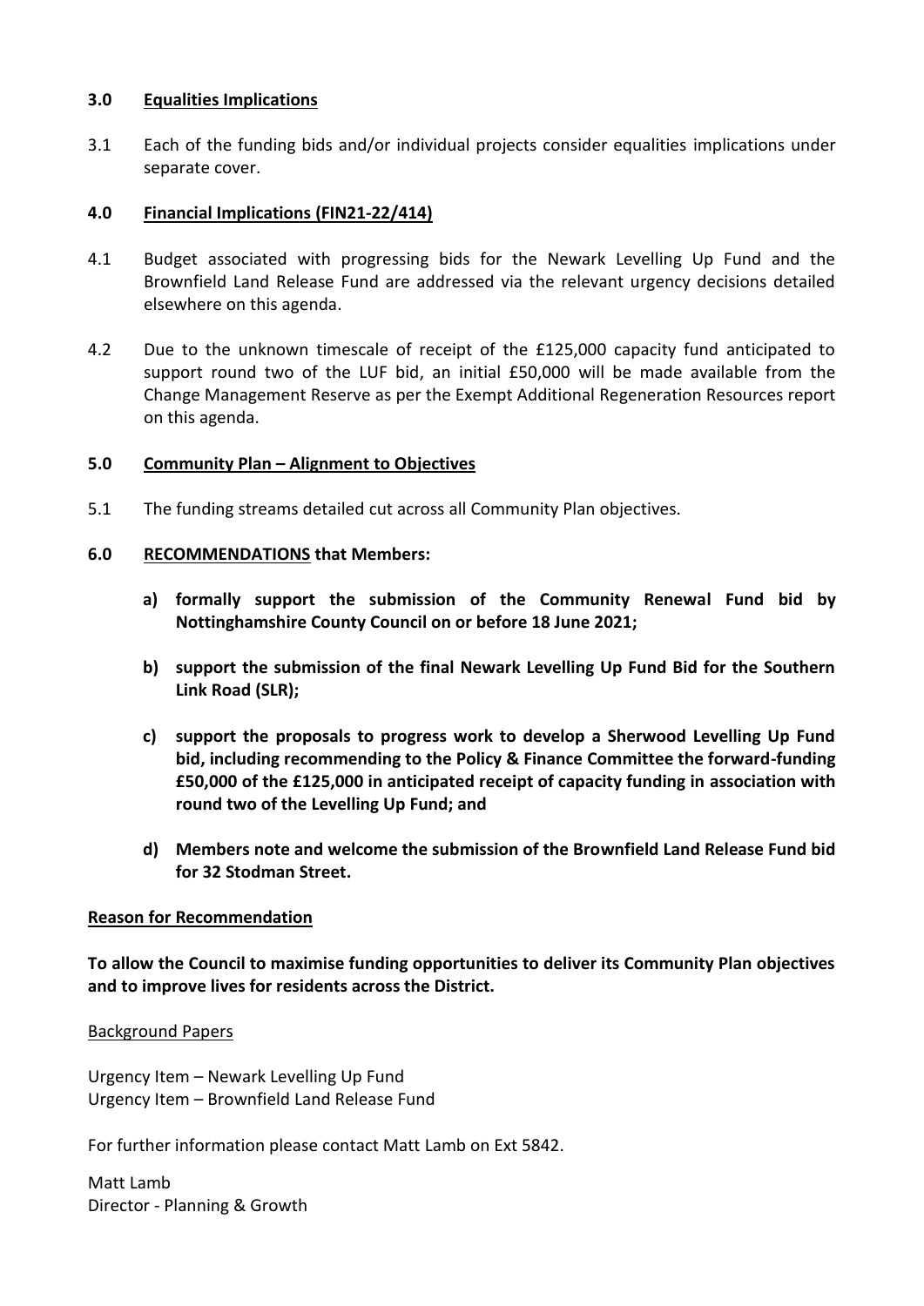## 3.0 <u>Equalities Implications</u>

3.1 Each of the funding bids and/or individual projects consider equalities implications under separate cover.

## 4.0 <u>Financial Implications (FIN21-22/414)</u>

4.1 Budget associated with progressing bids for the Newark Levelling Up Fund and the Brownfield Land Release Fund are addressed via the relevant urgency decisions detailed elsewhere on this agenda.

4.2 Due to the unknown timescale of receipt of the £125,000 capacity fund anticipated to support round two of the LUF bid, an initial £50,000 will be made available from the Change Management Reserve as per the Exempt Additional Regeneration Resources report on this agenda.

## 5.0 <u>Community Plan – Alignment to Objectives</u>

5.1 The funding streams detailed cut across all Community Plan objectives.

## 6.0 <u>RECOMMENDATIONS</u> that Members:

**a) formally support the submission of the Community Renewal Fund bid by Nottinghamshire County Council on or before 18 June 2021;**

**b) support the submission of the final Newark Levelling Up Fund Bid for the Southern Link Road (SLR);**

**c) support the proposals to progress work to develop a Sherwood Levelling Up Fund bid, including recommending to the Policy & Finance Committee the forward-funding £50,000 of the £125,000 in anticipated receipt of capacity funding in association with round two of the Levelling Up Fund; and**

**d) Members note and welcome the submission of the Brownfield Land Release Fund bid for 32 Stodman Street.**

**<u>Reason for Recommendation</u>**

**To allow the Council to maximise funding opportunities to deliver its Community Plan objectives and to improve lives for residents across the District.**

<u>Background Papers</u>

Urgency Item – Newark Levelling Up Fund
Urgency Item – Brownfield Land Release Fund

For further information please contact Matt Lamb on Ext 5842.

Matt Lamb
Director - Planning & Growth